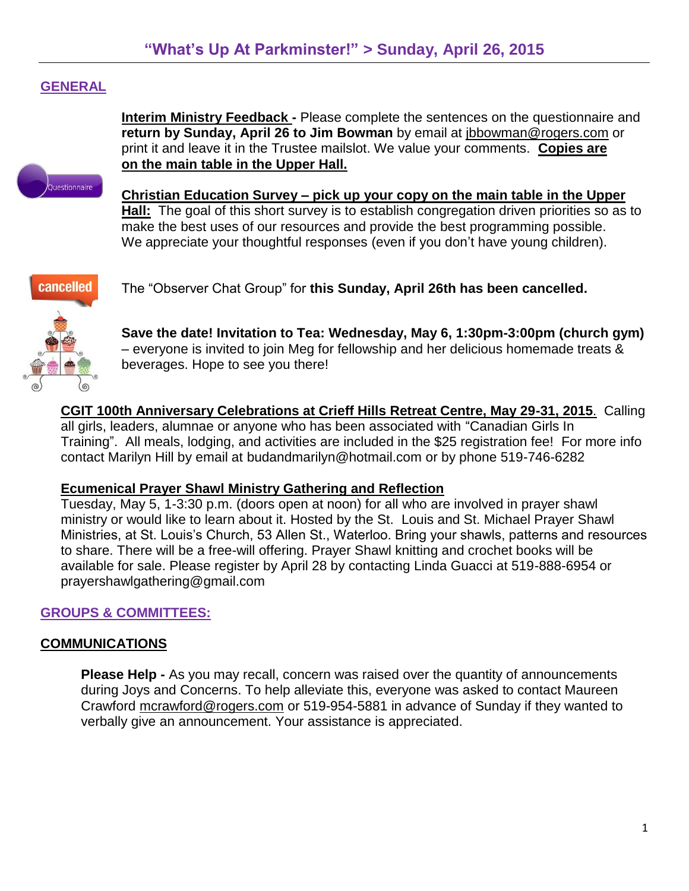# "What's Up At Parkminster!" > Sunday, April 26, 2015

## GENERAL

**Interim Ministry Feedback -** Please complete the sentences on the questionnaire and **return by Sunday, April 26 to Jim Bowman** by email at jbbowman@rogers.com or print it and leave it in the Trustee mailslot. We value your comments. **Copies are on the main table in the Upper Hall.**

**Christian Education Survey – pick up your copy on the main table in the Upper Hall:** The goal of this short survey is to establish congregation driven priorities so as to make the best uses of our resources and provide the best programming possible. We appreciate your thoughtful responses (even if you don't have young children).

The "Observer Chat Group" for **this Sunday, April 26th has been cancelled.**

**Save the date! Invitation to Tea: Wednesday, May 6, 1:30pm-3:00pm (church gym)** – everyone is invited to join Meg for fellowship and her delicious homemade treats & beverages. Hope to see you there!

**CGIT 100th Anniversary Celebrations at Crieff Hills Retreat Centre, May 29-31, 2015**. Calling all girls, leaders, alumnae or anyone who has been associated with "Canadian Girls In Training". All meals, lodging, and activities are included in the $25 registration fee! For more info contact Marilyn Hill by email at budandmarilyn@hotmail.com or by phone 519-746-6282

**Ecumenical Prayer Shawl Ministry Gathering and Reflection**
Tuesday, May 5, 1-3:30 p.m. (doors open at noon) for all who are involved in prayer shawl ministry or would like to learn about it. Hosted by the St. Louis and St. Michael Prayer Shawl Ministries, at St. Louis's Church, 53 Allen St., Waterloo. Bring your shawls, patterns and resources to share. There will be a free-will offering. Prayer Shawl knitting and crochet books will be available for sale. Please register by April 28 by contacting Linda Guacci at 519-888-6954 or prayershawlgathering@gmail.com

## GROUPS & COMMITTEES:

### COMMUNICATIONS

**Please Help -** As you may recall, concern was raised over the quantity of announcements during Joys and Concerns. To help alleviate this, everyone was asked to contact Maureen Crawford mcrawford@rogers.com or 519-954-5881 in advance of Sunday if they wanted to verbally give an announcement. Your assistance is appreciated.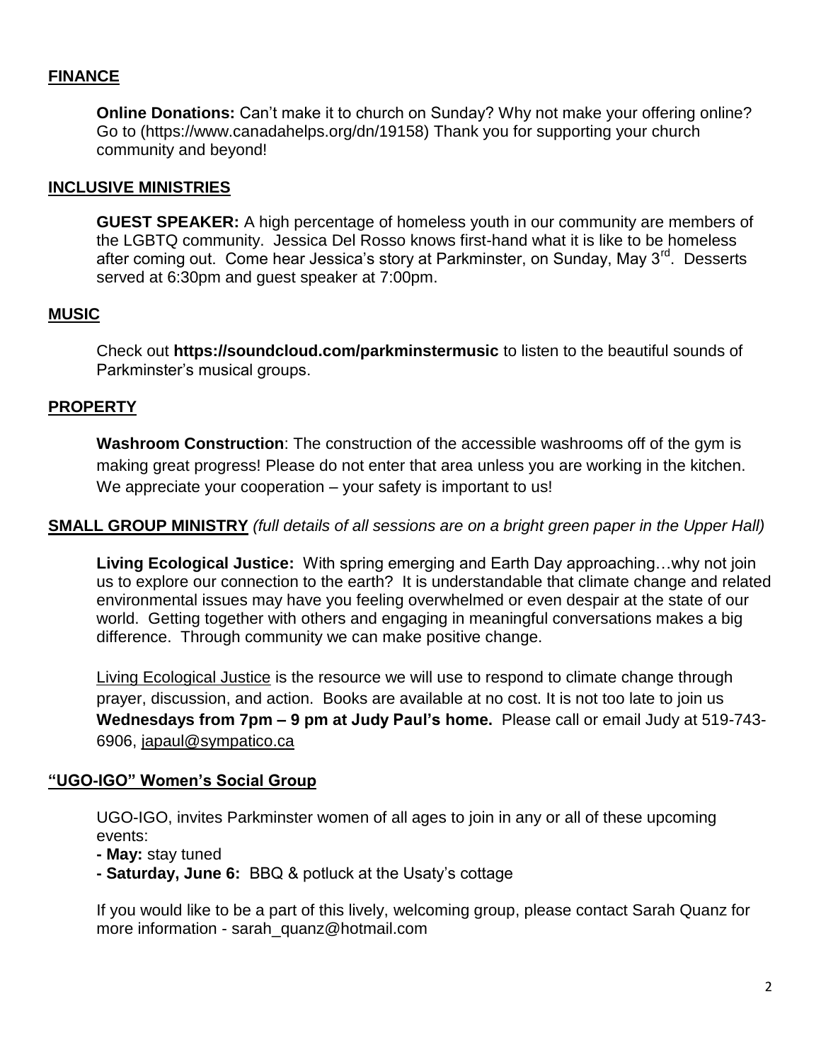## FINANCE

**Online Donations:** Can't make it to church on Sunday? Why not make your offering online? Go to (https://www.canadahelps.org/dn/19158) Thank you for supporting your church community and beyond!

## INCLUSIVE MINISTRIES

**GUEST SPEAKER:** A high percentage of homeless youth in our community are members of the LGBTQ community. Jessica Del Rosso knows first-hand what it is like to be homeless after coming out. Come hear Jessica's story at Parkminster, on Sunday, May 3rd. Desserts served at 6:30pm and guest speaker at 7:00pm.

## MUSIC

Check out **https://soundcloud.com/parkminstermusic** to listen to the beautiful sounds of Parkminster's musical groups.

## PROPERTY

**Washroom Construction**: The construction of the accessible washrooms off of the gym is making great progress! Please do not enter that area unless you are working in the kitchen. We appreciate your cooperation – your safety is important to us!

## SMALL GROUP MINISTRY *(full details of all sessions are on a bright green paper in the Upper Hall)*

**Living Ecological Justice:** With spring emerging and Earth Day approaching…why not join us to explore our connection to the earth? It is understandable that climate change and related environmental issues may have you feeling overwhelmed or even despair at the state of our world. Getting together with others and engaging in meaningful conversations makes a big difference. Through community we can make positive change.

Living Ecological Justice is the resource we will use to respond to climate change through prayer, discussion, and action. Books are available at no cost. It is not too late to join us **Wednesdays from 7pm – 9 pm at Judy Paul's home.** Please call or email Judy at 519-743-6906, japaul@sympatico.ca

## "UGO-IGO" Women's Social Group

UGO-IGO, invites Parkminster women of all ages to join in any or all of these upcoming events:

- **May:** stay tuned
- **Saturday, June 6:** BBQ & potluck at the Usaty's cottage

If you would like to be a part of this lively, welcoming group, please contact Sarah Quanz for more information - sarah_quanz@hotmail.com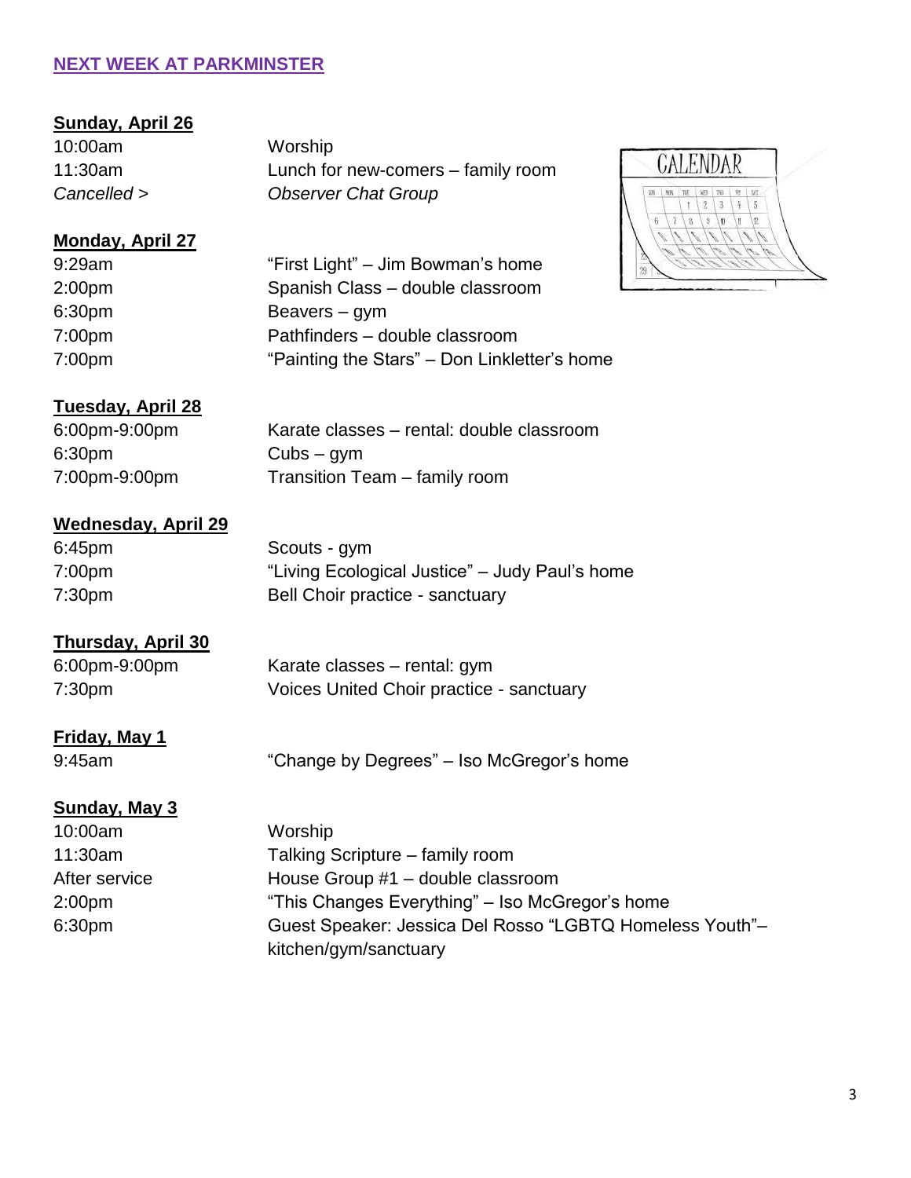## NEXT WEEK AT PARKMINSTER

**Sunday, April 26**

| | |
|---|---|
| 10:00am | Worship |
| 11:30am | Lunch for new-comers – family room |
| *Cancelled >* | *Observer Chat Group* |

**Monday, April 27**

| | |
|---|---|
| 9:29am | "First Light" – Jim Bowman's home |
| 2:00pm | Spanish Class – double classroom |
| 6:30pm | Beavers – gym |
| 7:00pm | Pathfinders – double classroom |
| 7:00pm | "Painting the Stars" – Don Linkletter's home |

**Tuesday, April 28**

| | |
|---|---|
| 6:00pm-9:00pm | Karate classes – rental: double classroom |
| 6:30pm | Cubs – gym |
| 7:00pm-9:00pm | Transition Team – family room |

**Wednesday, April 29**

| | |
|---|---|
| 6:45pm | Scouts - gym |
| 7:00pm | "Living Ecological Justice" – Judy Paul's home |
| 7:30pm | Bell Choir practice - sanctuary |

**Thursday, April 30**

| | |
|---|---|
| 6:00pm-9:00pm | Karate classes – rental: gym |
| 7:30pm | Voices United Choir practice - sanctuary |

**Friday, May 1**

| | |
|---|---|
| 9:45am | "Change by Degrees" – Iso McGregor's home |

**Sunday, May 3**

| | |
|---|---|
| 10:00am | Worship |
| 11:30am | Talking Scripture – family room |
| After service | House Group #1 – double classroom |
| 2:00pm | "This Changes Everything" – Iso McGregor's home |
| 6:30pm | Guest Speaker: Jessica Del Rosso "LGBTQ Homeless Youth"– kitchen/gym/sanctuary |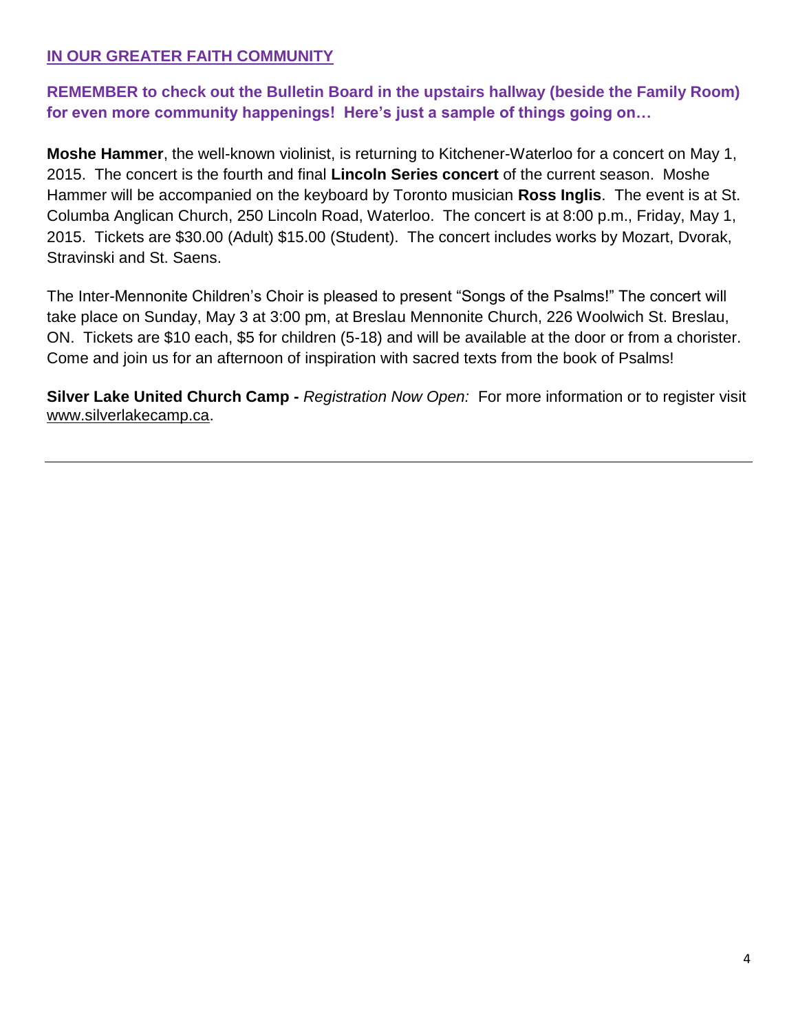## IN OUR GREATER FAITH COMMUNITY

**REMEMBER to check out the Bulletin Board in the upstairs hallway (beside the Family Room) for even more community happenings! Here's just a sample of things going on…**

**Moshe Hammer**, the well-known violinist, is returning to Kitchener-Waterloo for a concert on May 1, 2015. The concert is the fourth and final **Lincoln Series concert** of the current season. Moshe Hammer will be accompanied on the keyboard by Toronto musician **Ross Inglis**. The event is at St. Columba Anglican Church, 250 Lincoln Road, Waterloo. The concert is at 8:00 p.m., Friday, May 1, 2015. Tickets are $30.00 (Adult) $15.00 (Student). The concert includes works by Mozart, Dvorak, Stravinski and St. Saens.

The Inter-Mennonite Children's Choir is pleased to present "Songs of the Psalms!" The concert will take place on Sunday, May 3 at 3:00 pm, at Breslau Mennonite Church, 226 Woolwich St. Breslau, ON. Tickets are $10 each, $5 for children (5-18) and will be available at the door or from a chorister. Come and join us for an afternoon of inspiration with sacred texts from the book of Psalms!

**Silver Lake United Church Camp -** *Registration Now Open:* For more information or to register visit www.silverlakecamp.ca.

---